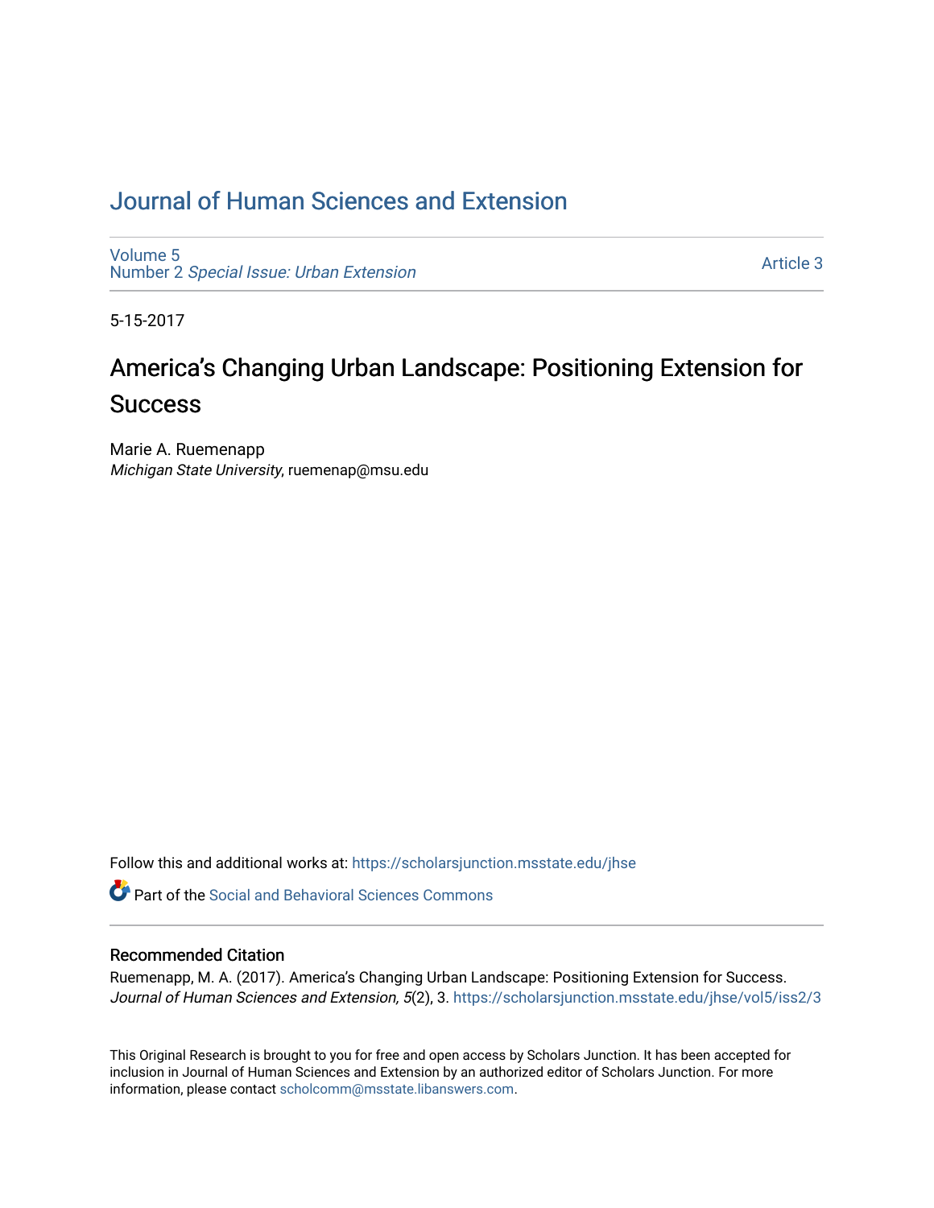# Journal of Human Sciences and Extension

Volume 5
Number 2 *Special Issue: Urban Extension*

Article 3

5-15-2017

## America's Changing Urban Landscape: Positioning Extension for Success

Marie A. Ruemenapp
*Michigan State University*, ruemenap@msu.edu

Follow this and additional works at: https://scholarsjunction.msstate.edu/jhse

Part of the Social and Behavioral Sciences Commons

### Recommended Citation

Ruemenapp, M. A. (2017). America's Changing Urban Landscape: Positioning Extension for Success. *Journal of Human Sciences and Extension, 5*(2), 3. https://scholarsjunction.msstate.edu/jhse/vol5/iss2/3

This Original Research is brought to you for free and open access by Scholars Junction. It has been accepted for inclusion in Journal of Human Sciences and Extension by an authorized editor of Scholars Junction. For more information, please contact scholcomm@msstate.libanswers.com.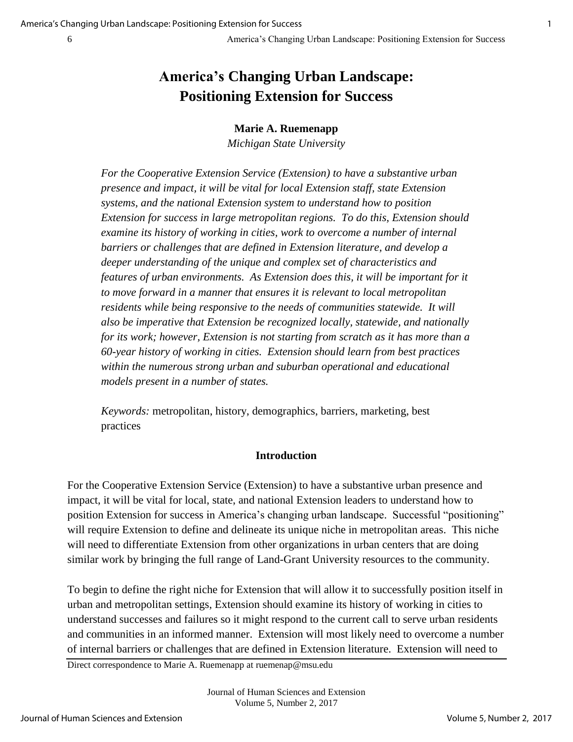# America's Changing Urban Landscape: Positioning Extension for Success

**Marie A. Ruemenapp**
*Michigan State University*

*For the Cooperative Extension Service (Extension) to have a substantive urban presence and impact, it will be vital for local Extension staff, state Extension systems, and the national Extension system to understand how to position Extension for success in large metropolitan regions. To do this, Extension should examine its history of working in cities, work to overcome a number of internal barriers or challenges that are defined in Extension literature, and develop a deeper understanding of the unique and complex set of characteristics and features of urban environments. As Extension does this, it will be important for it to move forward in a manner that ensures it is relevant to local metropolitan residents while being responsive to the needs of communities statewide. It will also be imperative that Extension be recognized locally, statewide, and nationally for its work; however, Extension is not starting from scratch as it has more than a 60-year history of working in cities. Extension should learn from best practices within the numerous strong urban and suburban operational and educational models present in a number of states.*

*Keywords:* metropolitan, history, demographics, barriers, marketing, best practices

## Introduction

For the Cooperative Extension Service (Extension) to have a substantive urban presence and impact, it will be vital for local, state, and national Extension leaders to understand how to position Extension for success in America's changing urban landscape. Successful "positioning" will require Extension to define and delineate its unique niche in metropolitan areas. This niche will need to differentiate Extension from other organizations in urban centers that are doing similar work by bringing the full range of Land-Grant University resources to the community.

To begin to define the right niche for Extension that will allow it to successfully position itself in urban and metropolitan settings, Extension should examine its history of working in cities to understand successes and failures so it might respond to the current call to serve urban residents and communities in an informed manner. Extension will most likely need to overcome a number of internal barriers or challenges that are defined in Extension literature. Extension will need to

Direct correspondence to Marie A. Ruemenapp at ruemenap@msu.edu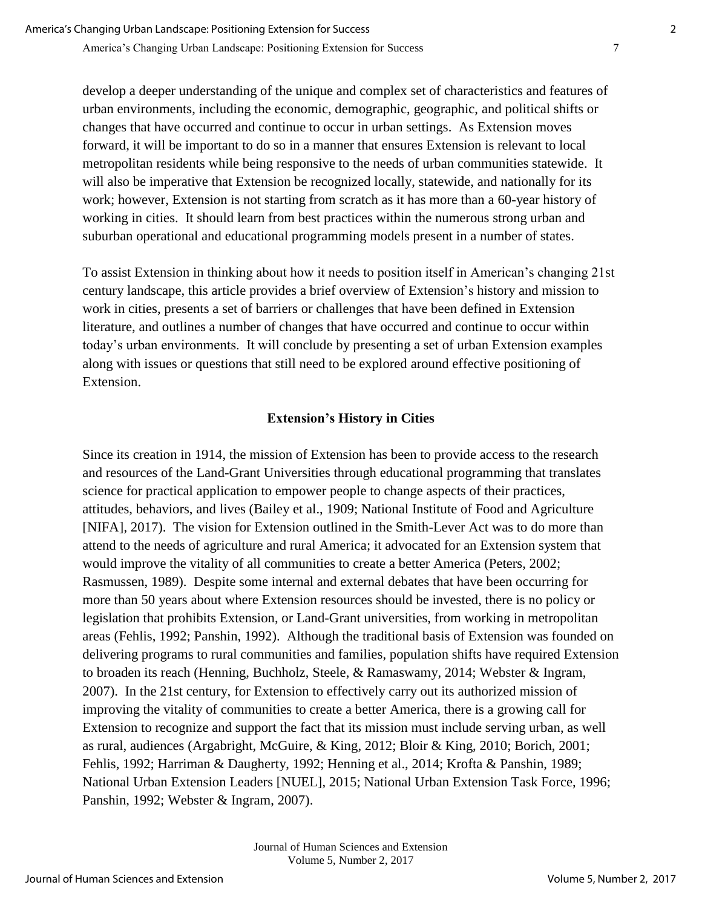develop a deeper understanding of the unique and complex set of characteristics and features of urban environments, including the economic, demographic, geographic, and political shifts or changes that have occurred and continue to occur in urban settings. As Extension moves forward, it will be important to do so in a manner that ensures Extension is relevant to local metropolitan residents while being responsive to the needs of urban communities statewide. It will also be imperative that Extension be recognized locally, statewide, and nationally for its work; however, Extension is not starting from scratch as it has more than a 60-year history of working in cities. It should learn from best practices within the numerous strong urban and suburban operational and educational programming models present in a number of states.

To assist Extension in thinking about how it needs to position itself in American's changing 21st century landscape, this article provides a brief overview of Extension's history and mission to work in cities, presents a set of barriers or challenges that have been defined in Extension literature, and outlines a number of changes that have occurred and continue to occur within today's urban environments. It will conclude by presenting a set of urban Extension examples along with issues or questions that still need to be explored around effective positioning of Extension.

## Extension's History in Cities

Since its creation in 1914, the mission of Extension has been to provide access to the research and resources of the Land-Grant Universities through educational programming that translates science for practical application to empower people to change aspects of their practices, attitudes, behaviors, and lives (Bailey et al., 1909; National Institute of Food and Agriculture [NIFA], 2017). The vision for Extension outlined in the Smith-Lever Act was to do more than attend to the needs of agriculture and rural America; it advocated for an Extension system that would improve the vitality of all communities to create a better America (Peters, 2002; Rasmussen, 1989). Despite some internal and external debates that have been occurring for more than 50 years about where Extension resources should be invested, there is no policy or legislation that prohibits Extension, or Land-Grant universities, from working in metropolitan areas (Fehlis, 1992; Panshin, 1992). Although the traditional basis of Extension was founded on delivering programs to rural communities and families, population shifts have required Extension to broaden its reach (Henning, Buchholz, Steele, & Ramaswamy, 2014; Webster & Ingram, 2007). In the 21st century, for Extension to effectively carry out its authorized mission of improving the vitality of communities to create a better America, there is a growing call for Extension to recognize and support the fact that its mission must include serving urban, as well as rural, audiences (Argabright, McGuire, & King, 2012; Bloir & King, 2010; Borich, 2001; Fehlis, 1992; Harriman & Daugherty, 1992; Henning et al., 2014; Krofta & Panshin, 1989; National Urban Extension Leaders [NUEL], 2015; National Urban Extension Task Force, 1996; Panshin, 1992; Webster & Ingram, 2007).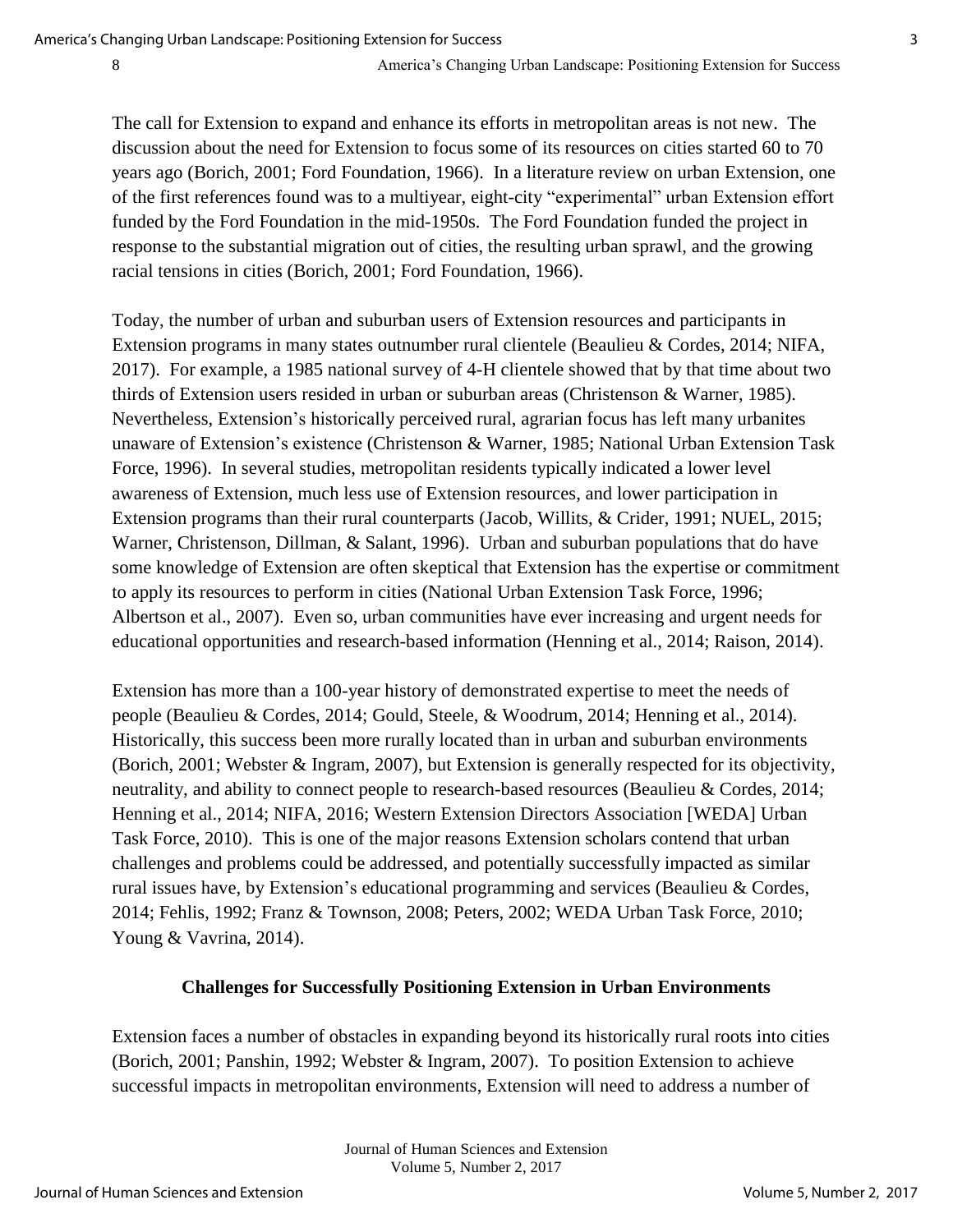The call for Extension to expand and enhance its efforts in metropolitan areas is not new. The discussion about the need for Extension to focus some of its resources on cities started 60 to 70 years ago (Borich, 2001; Ford Foundation, 1966). In a literature review on urban Extension, one of the first references found was to a multiyear, eight-city "experimental" urban Extension effort funded by the Ford Foundation in the mid-1950s. The Ford Foundation funded the project in response to the substantial migration out of cities, the resulting urban sprawl, and the growing racial tensions in cities (Borich, 2001; Ford Foundation, 1966).

Today, the number of urban and suburban users of Extension resources and participants in Extension programs in many states outnumber rural clientele (Beaulieu & Cordes, 2014; NIFA, 2017). For example, a 1985 national survey of 4-H clientele showed that by that time about two thirds of Extension users resided in urban or suburban areas (Christenson & Warner, 1985). Nevertheless, Extension's historically perceived rural, agrarian focus has left many urbanites unaware of Extension's existence (Christenson & Warner, 1985; National Urban Extension Task Force, 1996). In several studies, metropolitan residents typically indicated a lower level awareness of Extension, much less use of Extension resources, and lower participation in Extension programs than their rural counterparts (Jacob, Willits, & Crider, 1991; NUEL, 2015; Warner, Christenson, Dillman, & Salant, 1996). Urban and suburban populations that do have some knowledge of Extension are often skeptical that Extension has the expertise or commitment to apply its resources to perform in cities (National Urban Extension Task Force, 1996; Albertson et al., 2007). Even so, urban communities have ever increasing and urgent needs for educational opportunities and research-based information (Henning et al., 2014; Raison, 2014).

Extension has more than a 100-year history of demonstrated expertise to meet the needs of people (Beaulieu & Cordes, 2014; Gould, Steele, & Woodrum, 2014; Henning et al., 2014). Historically, this success been more rurally located than in urban and suburban environments (Borich, 2001; Webster & Ingram, 2007), but Extension is generally respected for its objectivity, neutrality, and ability to connect people to research-based resources (Beaulieu & Cordes, 2014; Henning et al., 2014; NIFA, 2016; Western Extension Directors Association [WEDA] Urban Task Force, 2010). This is one of the major reasons Extension scholars contend that urban challenges and problems could be addressed, and potentially successfully impacted as similar rural issues have, by Extension's educational programming and services (Beaulieu & Cordes, 2014; Fehlis, 1992; Franz & Townson, 2008; Peters, 2002; WEDA Urban Task Force, 2010; Young & Vavrina, 2014).

## Challenges for Successfully Positioning Extension in Urban Environments

Extension faces a number of obstacles in expanding beyond its historically rural roots into cities (Borich, 2001; Panshin, 1992; Webster & Ingram, 2007). To position Extension to achieve successful impacts in metropolitan environments, Extension will need to address a number of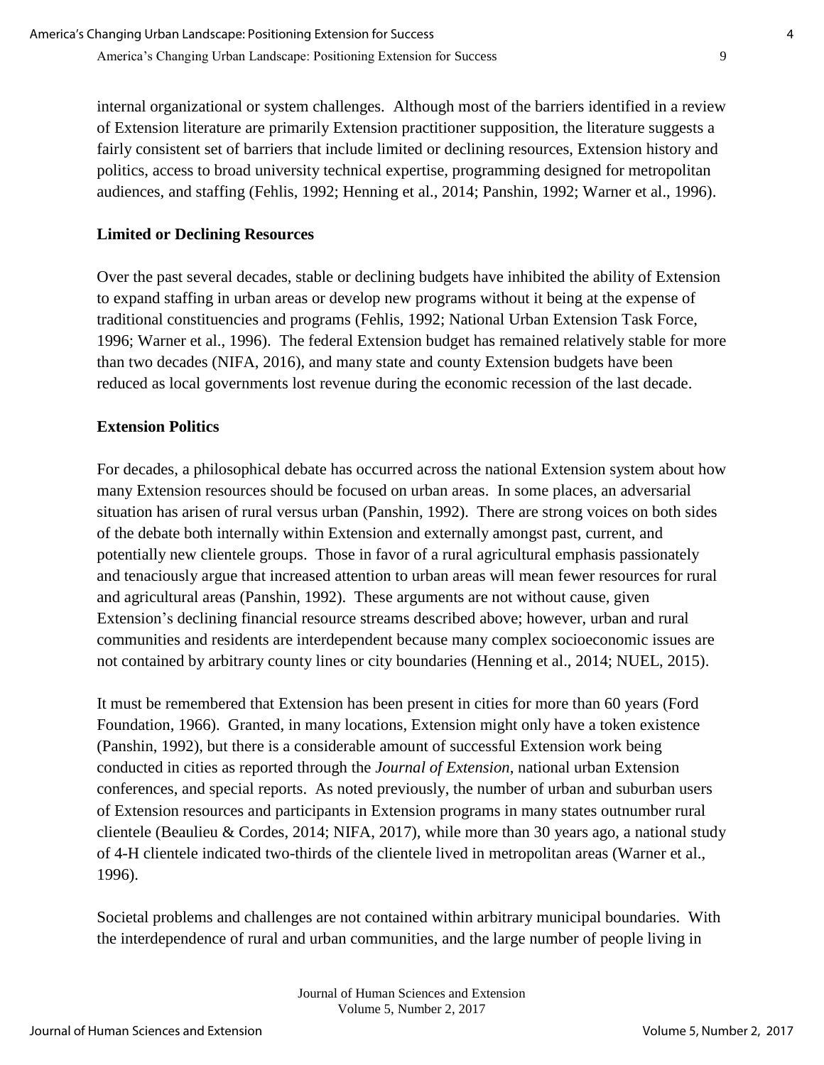internal organizational or system challenges. Although most of the barriers identified in a review of Extension literature are primarily Extension practitioner supposition, the literature suggests a fairly consistent set of barriers that include limited or declining resources, Extension history and politics, access to broad university technical expertise, programming designed for metropolitan audiences, and staffing (Fehlis, 1992; Henning et al., 2014; Panshin, 1992; Warner et al., 1996).

**Limited or Declining Resources**

Over the past several decades, stable or declining budgets have inhibited the ability of Extension to expand staffing in urban areas or develop new programs without it being at the expense of traditional constituencies and programs (Fehlis, 1992; National Urban Extension Task Force, 1996; Warner et al., 1996). The federal Extension budget has remained relatively stable for more than two decades (NIFA, 2016), and many state and county Extension budgets have been reduced as local governments lost revenue during the economic recession of the last decade.

**Extension Politics**

For decades, a philosophical debate has occurred across the national Extension system about how many Extension resources should be focused on urban areas. In some places, an adversarial situation has arisen of rural versus urban (Panshin, 1992). There are strong voices on both sides of the debate both internally within Extension and externally amongst past, current, and potentially new clientele groups. Those in favor of a rural agricultural emphasis passionately and tenaciously argue that increased attention to urban areas will mean fewer resources for rural and agricultural areas (Panshin, 1992). These arguments are not without cause, given Extension's declining financial resource streams described above; however, urban and rural communities and residents are interdependent because many complex socioeconomic issues are not contained by arbitrary county lines or city boundaries (Henning et al., 2014; NUEL, 2015).

It must be remembered that Extension has been present in cities for more than 60 years (Ford Foundation, 1966). Granted, in many locations, Extension might only have a token existence (Panshin, 1992), but there is a considerable amount of successful Extension work being conducted in cities as reported through the *Journal of Extension*, national urban Extension conferences, and special reports. As noted previously, the number of urban and suburban users of Extension resources and participants in Extension programs in many states outnumber rural clientele (Beaulieu & Cordes, 2014; NIFA, 2017), while more than 30 years ago, a national study of 4-H clientele indicated two-thirds of the clientele lived in metropolitan areas (Warner et al., 1996).

Societal problems and challenges are not contained within arbitrary municipal boundaries. With the interdependence of rural and urban communities, and the large number of people living in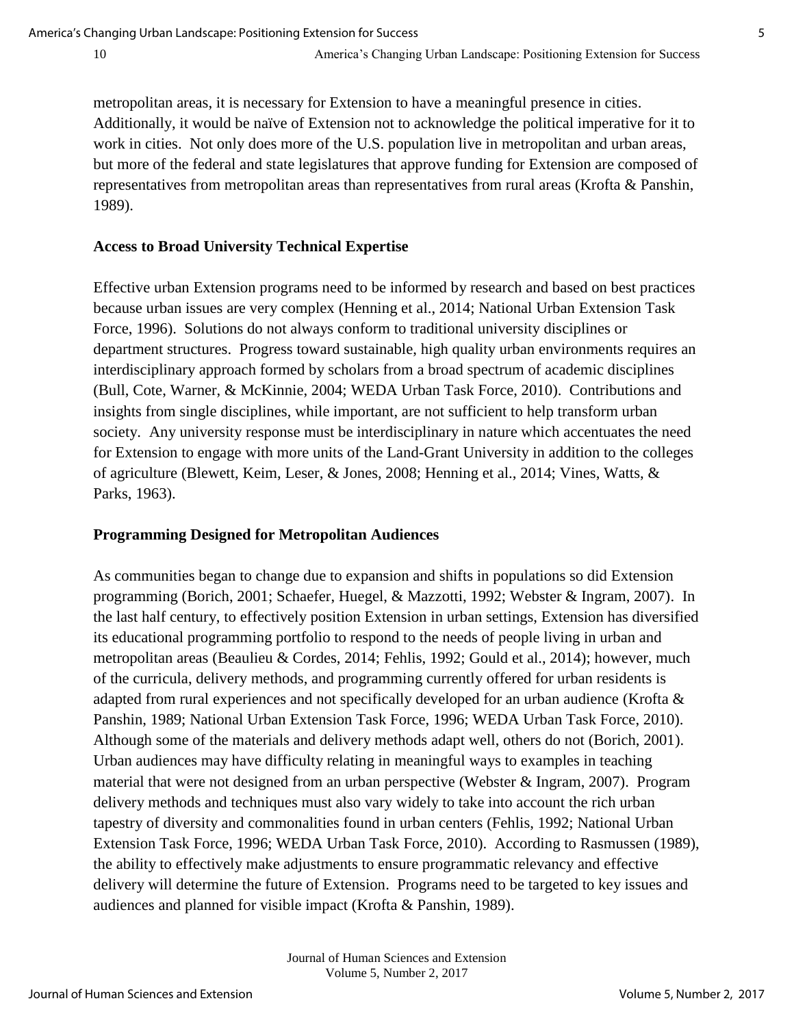metropolitan areas, it is necessary for Extension to have a meaningful presence in cities. Additionally, it would be naïve of Extension not to acknowledge the political imperative for it to work in cities. Not only does more of the U.S. population live in metropolitan and urban areas, but more of the federal and state legislatures that approve funding for Extension are composed of representatives from metropolitan areas than representatives from rural areas (Krofta & Panshin, 1989).

### Access to Broad University Technical Expertise

Effective urban Extension programs need to be informed by research and based on best practices because urban issues are very complex (Henning et al., 2014; National Urban Extension Task Force, 1996). Solutions do not always conform to traditional university disciplines or department structures. Progress toward sustainable, high quality urban environments requires an interdisciplinary approach formed by scholars from a broad spectrum of academic disciplines (Bull, Cote, Warner, & McKinnie, 2004; WEDA Urban Task Force, 2010). Contributions and insights from single disciplines, while important, are not sufficient to help transform urban society. Any university response must be interdisciplinary in nature which accentuates the need for Extension to engage with more units of the Land-Grant University in addition to the colleges of agriculture (Blewett, Keim, Leser, & Jones, 2008; Henning et al., 2014; Vines, Watts, & Parks, 1963).

### Programming Designed for Metropolitan Audiences

As communities began to change due to expansion and shifts in populations so did Extension programming (Borich, 2001; Schaefer, Huegel, & Mazzotti, 1992; Webster & Ingram, 2007). In the last half century, to effectively position Extension in urban settings, Extension has diversified its educational programming portfolio to respond to the needs of people living in urban and metropolitan areas (Beaulieu & Cordes, 2014; Fehlis, 1992; Gould et al., 2014); however, much of the curricula, delivery methods, and programming currently offered for urban residents is adapted from rural experiences and not specifically developed for an urban audience (Krofta & Panshin, 1989; National Urban Extension Task Force, 1996; WEDA Urban Task Force, 2010). Although some of the materials and delivery methods adapt well, others do not (Borich, 2001). Urban audiences may have difficulty relating in meaningful ways to examples in teaching material that were not designed from an urban perspective (Webster & Ingram, 2007). Program delivery methods and techniques must also vary widely to take into account the rich urban tapestry of diversity and commonalities found in urban centers (Fehlis, 1992; National Urban Extension Task Force, 1996; WEDA Urban Task Force, 2010). According to Rasmussen (1989), the ability to effectively make adjustments to ensure programmatic relevancy and effective delivery will determine the future of Extension. Programs need to be targeted to key issues and audiences and planned for visible impact (Krofta & Panshin, 1989).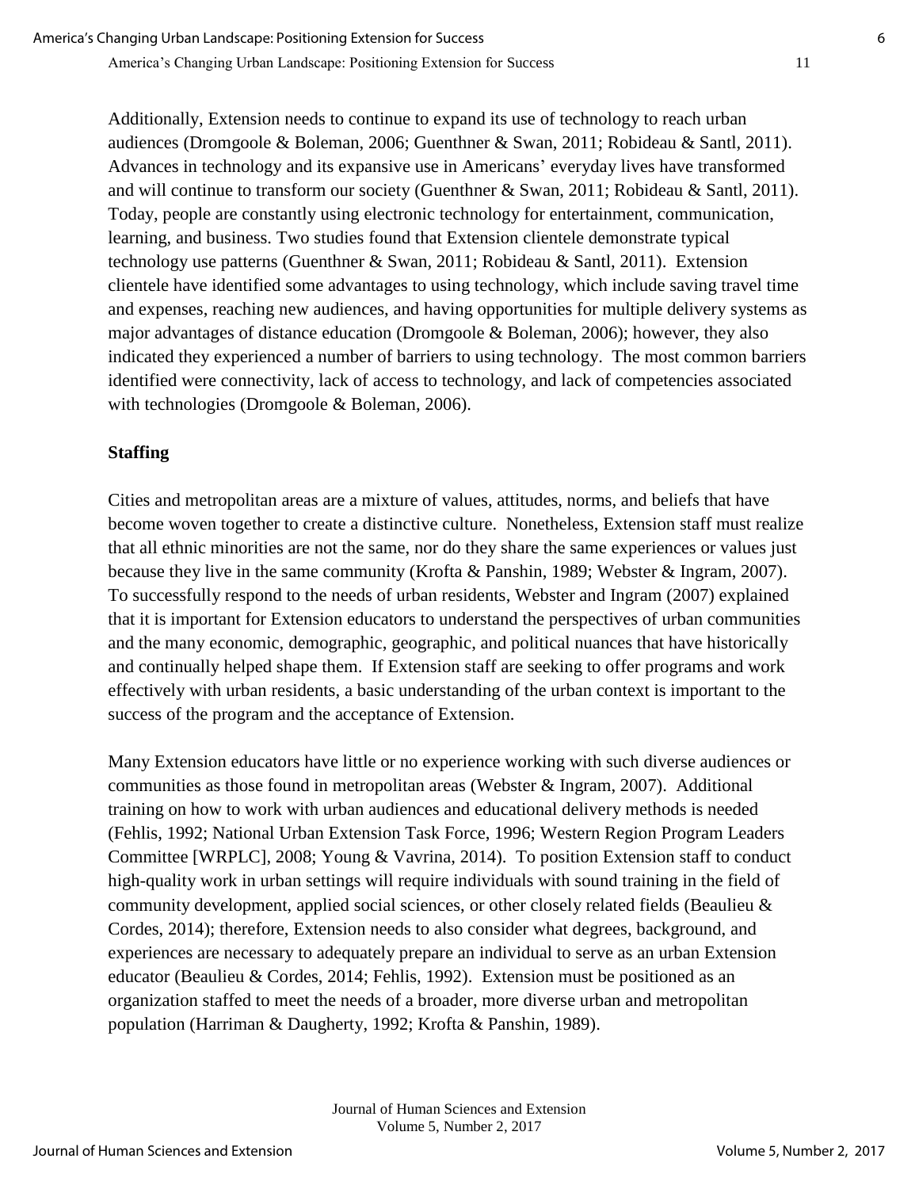Additionally, Extension needs to continue to expand its use of technology to reach urban audiences (Dromgoole & Boleman, 2006; Guenthner & Swan, 2011; Robideau & Santl, 2011). Advances in technology and its expansive use in Americans' everyday lives have transformed and will continue to transform our society (Guenthner & Swan, 2011; Robideau & Santl, 2011). Today, people are constantly using electronic technology for entertainment, communication, learning, and business. Two studies found that Extension clientele demonstrate typical technology use patterns (Guenthner & Swan, 2011; Robideau & Santl, 2011). Extension clientele have identified some advantages to using technology, which include saving travel time and expenses, reaching new audiences, and having opportunities for multiple delivery systems as major advantages of distance education (Dromgoole & Boleman, 2006); however, they also indicated they experienced a number of barriers to using technology. The most common barriers identified were connectivity, lack of access to technology, and lack of competencies associated with technologies (Dromgoole & Boleman, 2006).

**Staffing**

Cities and metropolitan areas are a mixture of values, attitudes, norms, and beliefs that have become woven together to create a distinctive culture. Nonetheless, Extension staff must realize that all ethnic minorities are not the same, nor do they share the same experiences or values just because they live in the same community (Krofta & Panshin, 1989; Webster & Ingram, 2007). To successfully respond to the needs of urban residents, Webster and Ingram (2007) explained that it is important for Extension educators to understand the perspectives of urban communities and the many economic, demographic, geographic, and political nuances that have historically and continually helped shape them. If Extension staff are seeking to offer programs and work effectively with urban residents, a basic understanding of the urban context is important to the success of the program and the acceptance of Extension.

Many Extension educators have little or no experience working with such diverse audiences or communities as those found in metropolitan areas (Webster & Ingram, 2007). Additional training on how to work with urban audiences and educational delivery methods is needed (Fehlis, 1992; National Urban Extension Task Force, 1996; Western Region Program Leaders Committee [WRPLC], 2008; Young & Vavrina, 2014). To position Extension staff to conduct high-quality work in urban settings will require individuals with sound training in the field of community development, applied social sciences, or other closely related fields (Beaulieu & Cordes, 2014); therefore, Extension needs to also consider what degrees, background, and experiences are necessary to adequately prepare an individual to serve as an urban Extension educator (Beaulieu & Cordes, 2014; Fehlis, 1992). Extension must be positioned as an organization staffed to meet the needs of a broader, more diverse urban and metropolitan population (Harriman & Daugherty, 1992; Krofta & Panshin, 1989).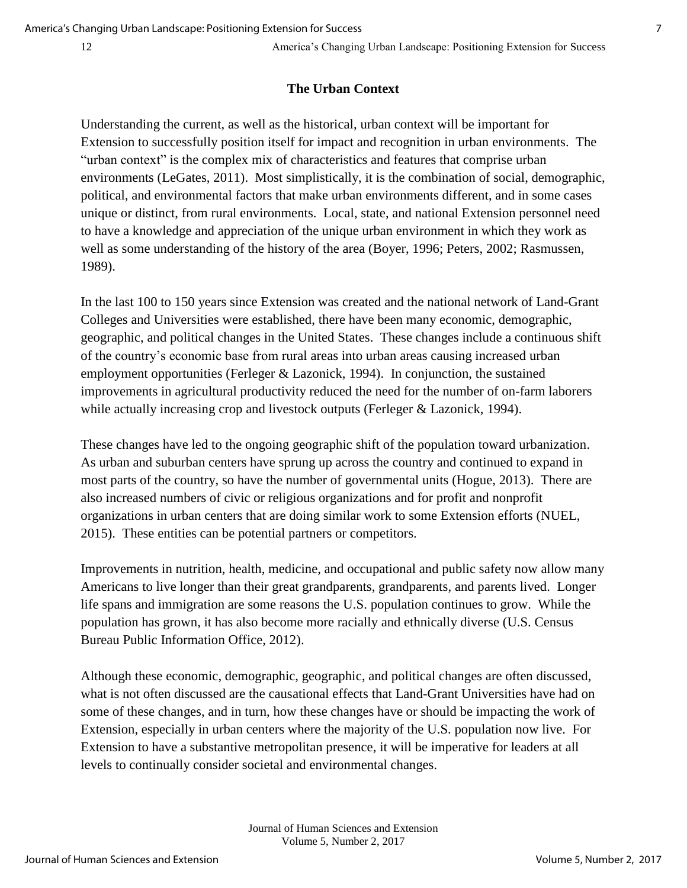## The Urban Context

Understanding the current, as well as the historical, urban context will be important for Extension to successfully position itself for impact and recognition in urban environments. The "urban context" is the complex mix of characteristics and features that comprise urban environments (LeGates, 2011). Most simplistically, it is the combination of social, demographic, political, and environmental factors that make urban environments different, and in some cases unique or distinct, from rural environments. Local, state, and national Extension personnel need to have a knowledge and appreciation of the unique urban environment in which they work as well as some understanding of the history of the area (Boyer, 1996; Peters, 2002; Rasmussen, 1989).

In the last 100 to 150 years since Extension was created and the national network of Land-Grant Colleges and Universities were established, there have been many economic, demographic, geographic, and political changes in the United States. These changes include a continuous shift of the country's economic base from rural areas into urban areas causing increased urban employment opportunities (Ferleger & Lazonick, 1994). In conjunction, the sustained improvements in agricultural productivity reduced the need for the number of on-farm laborers while actually increasing crop and livestock outputs (Ferleger & Lazonick, 1994).

These changes have led to the ongoing geographic shift of the population toward urbanization. As urban and suburban centers have sprung up across the country and continued to expand in most parts of the country, so have the number of governmental units (Hogue, 2013). There are also increased numbers of civic or religious organizations and for profit and nonprofit organizations in urban centers that are doing similar work to some Extension efforts (NUEL, 2015). These entities can be potential partners or competitors.

Improvements in nutrition, health, medicine, and occupational and public safety now allow many Americans to live longer than their great grandparents, grandparents, and parents lived. Longer life spans and immigration are some reasons the U.S. population continues to grow. While the population has grown, it has also become more racially and ethnically diverse (U.S. Census Bureau Public Information Office, 2012).

Although these economic, demographic, geographic, and political changes are often discussed, what is not often discussed are the causational effects that Land-Grant Universities have had on some of these changes, and in turn, how these changes have or should be impacting the work of Extension, especially in urban centers where the majority of the U.S. population now live. For Extension to have a substantive metropolitan presence, it will be imperative for leaders at all levels to continually consider societal and environmental changes.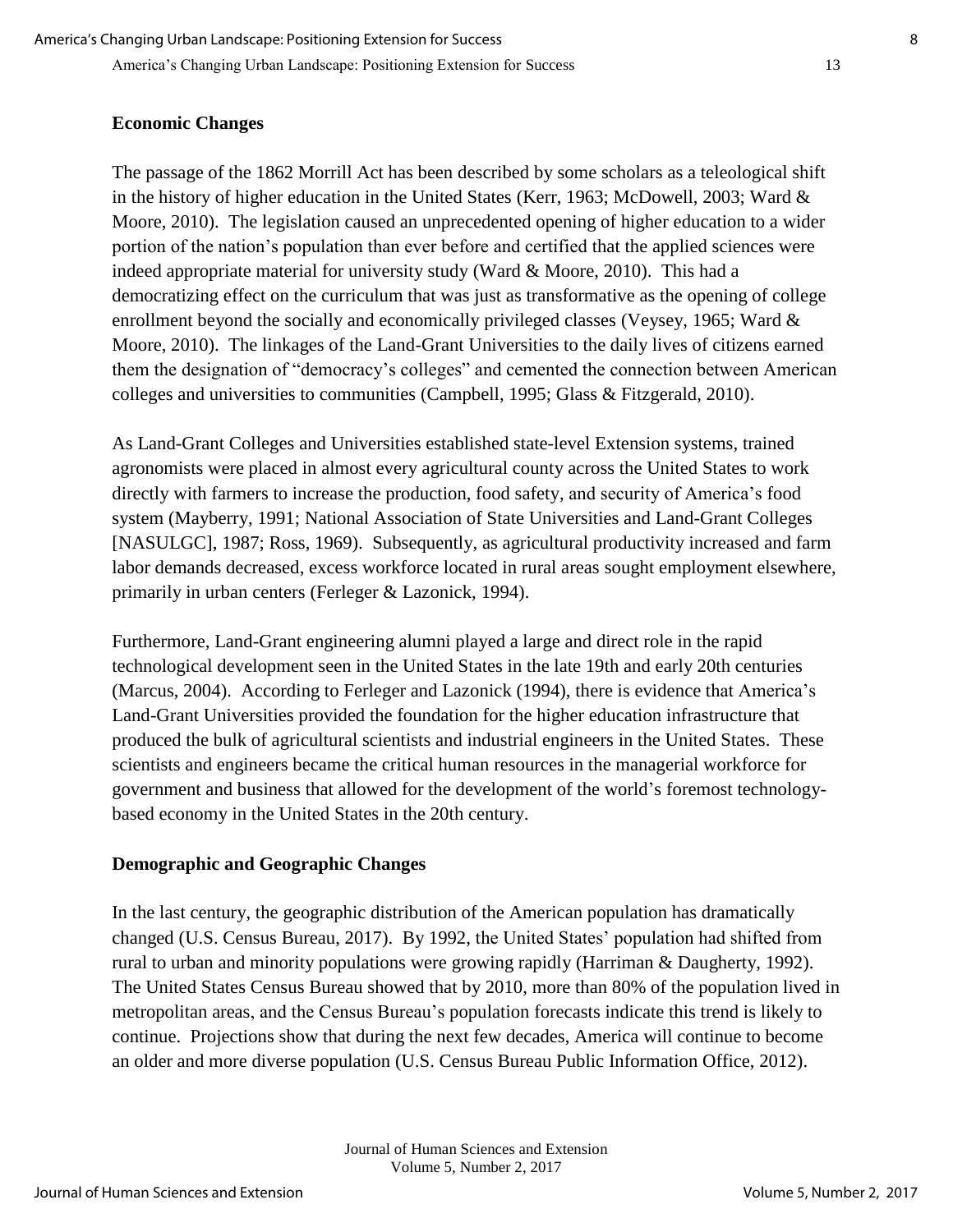## Economic Changes

The passage of the 1862 Morrill Act has been described by some scholars as a teleological shift in the history of higher education in the United States (Kerr, 1963; McDowell, 2003; Ward & Moore, 2010). The legislation caused an unprecedented opening of higher education to a wider portion of the nation's population than ever before and certified that the applied sciences were indeed appropriate material for university study (Ward & Moore, 2010). This had a democratizing effect on the curriculum that was just as transformative as the opening of college enrollment beyond the socially and economically privileged classes (Veysey, 1965; Ward & Moore, 2010). The linkages of the Land-Grant Universities to the daily lives of citizens earned them the designation of "democracy's colleges" and cemented the connection between American colleges and universities to communities (Campbell, 1995; Glass & Fitzgerald, 2010).

As Land-Grant Colleges and Universities established state-level Extension systems, trained agronomists were placed in almost every agricultural county across the United States to work directly with farmers to increase the production, food safety, and security of America's food system (Mayberry, 1991; National Association of State Universities and Land-Grant Colleges [NASULGC], 1987; Ross, 1969). Subsequently, as agricultural productivity increased and farm labor demands decreased, excess workforce located in rural areas sought employment elsewhere, primarily in urban centers (Ferleger & Lazonick, 1994).

Furthermore, Land-Grant engineering alumni played a large and direct role in the rapid technological development seen in the United States in the late 19th and early 20th centuries (Marcus, 2004). According to Ferleger and Lazonick (1994), there is evidence that America's Land-Grant Universities provided the foundation for the higher education infrastructure that produced the bulk of agricultural scientists and industrial engineers in the United States. These scientists and engineers became the critical human resources in the managerial workforce for government and business that allowed for the development of the world's foremost technology-based economy in the United States in the 20th century.

## Demographic and Geographic Changes

In the last century, the geographic distribution of the American population has dramatically changed (U.S. Census Bureau, 2017). By 1992, the United States' population had shifted from rural to urban and minority populations were growing rapidly (Harriman & Daugherty, 1992). The United States Census Bureau showed that by 2010, more than 80% of the population lived in metropolitan areas, and the Census Bureau's population forecasts indicate this trend is likely to continue. Projections show that during the next few decades, America will continue to become an older and more diverse population (U.S. Census Bureau Public Information Office, 2012).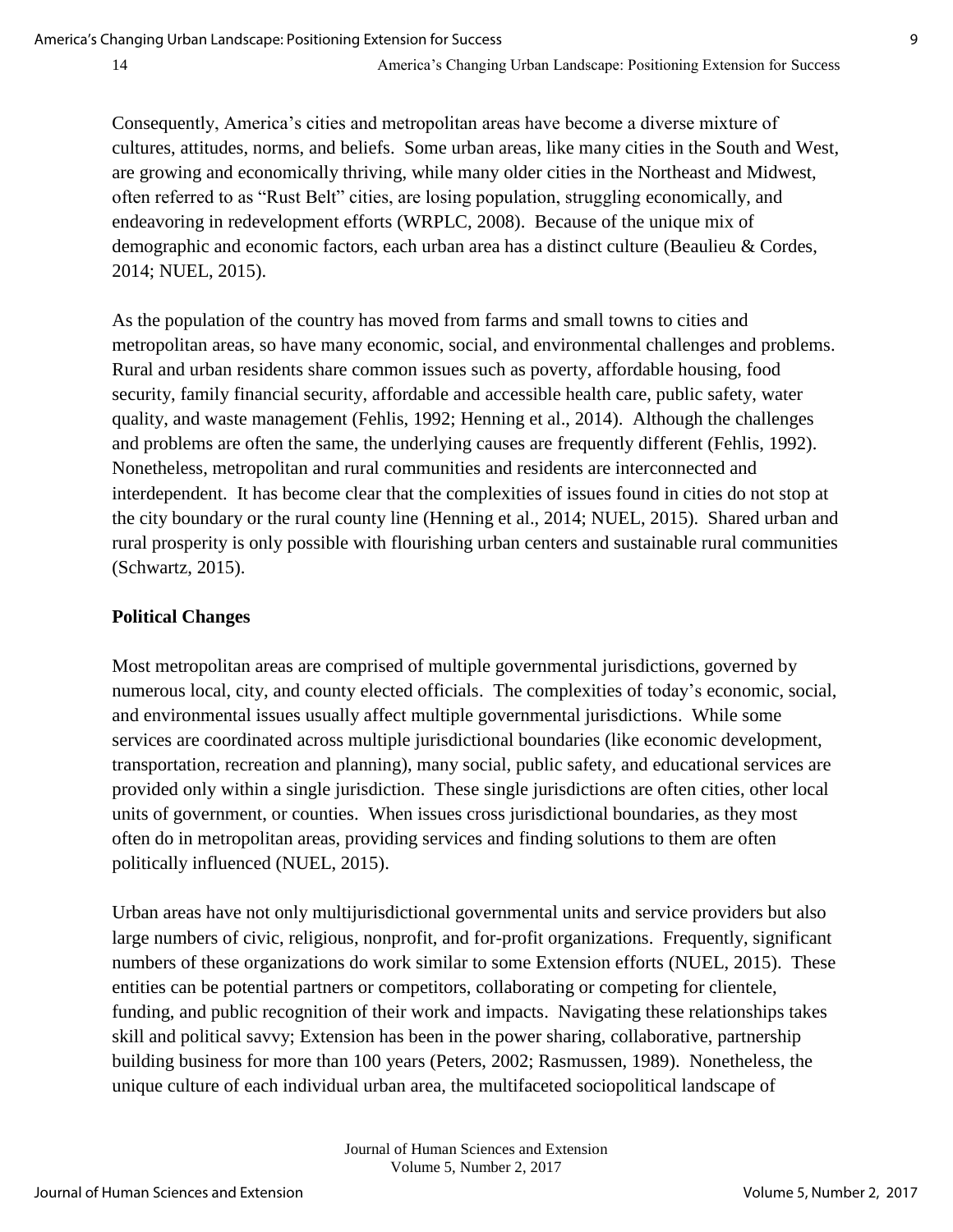Consequently, America's cities and metropolitan areas have become a diverse mixture of cultures, attitudes, norms, and beliefs. Some urban areas, like many cities in the South and West, are growing and economically thriving, while many older cities in the Northeast and Midwest, often referred to as "Rust Belt" cities, are losing population, struggling economically, and endeavoring in redevelopment efforts (WRPLC, 2008). Because of the unique mix of demographic and economic factors, each urban area has a distinct culture (Beaulieu & Cordes, 2014; NUEL, 2015).

As the population of the country has moved from farms and small towns to cities and metropolitan areas, so have many economic, social, and environmental challenges and problems. Rural and urban residents share common issues such as poverty, affordable housing, food security, family financial security, affordable and accessible health care, public safety, water quality, and waste management (Fehlis, 1992; Henning et al., 2014). Although the challenges and problems are often the same, the underlying causes are frequently different (Fehlis, 1992). Nonetheless, metropolitan and rural communities and residents are interconnected and interdependent. It has become clear that the complexities of issues found in cities do not stop at the city boundary or the rural county line (Henning et al., 2014; NUEL, 2015). Shared urban and rural prosperity is only possible with flourishing urban centers and sustainable rural communities (Schwartz, 2015).

**Political Changes**

Most metropolitan areas are comprised of multiple governmental jurisdictions, governed by numerous local, city, and county elected officials. The complexities of today's economic, social, and environmental issues usually affect multiple governmental jurisdictions. While some services are coordinated across multiple jurisdictional boundaries (like economic development, transportation, recreation and planning), many social, public safety, and educational services are provided only within a single jurisdiction. These single jurisdictions are often cities, other local units of government, or counties. When issues cross jurisdictional boundaries, as they most often do in metropolitan areas, providing services and finding solutions to them are often politically influenced (NUEL, 2015).

Urban areas have not only multijurisdictional governmental units and service providers but also large numbers of civic, religious, nonprofit, and for-profit organizations. Frequently, significant numbers of these organizations do work similar to some Extension efforts (NUEL, 2015). These entities can be potential partners or competitors, collaborating or competing for clientele, funding, and public recognition of their work and impacts. Navigating these relationships takes skill and political savvy; Extension has been in the power sharing, collaborative, partnership building business for more than 100 years (Peters, 2002; Rasmussen, 1989). Nonetheless, the unique culture of each individual urban area, the multifaceted sociopolitical landscape of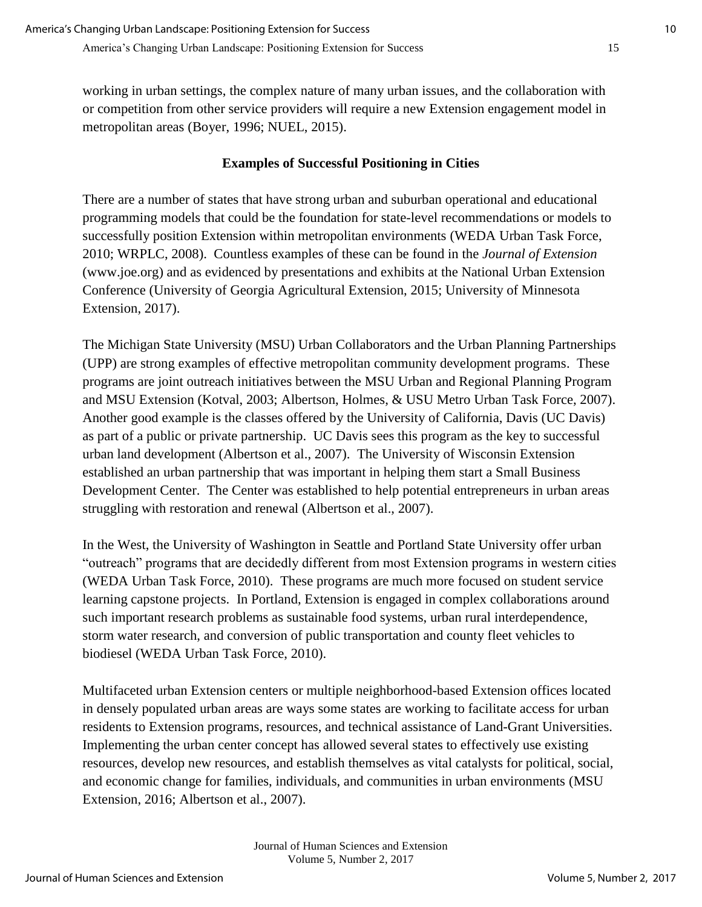working in urban settings, the complex nature of many urban issues, and the collaboration with or competition from other service providers will require a new Extension engagement model in metropolitan areas (Boyer, 1996; NUEL, 2015).

## Examples of Successful Positioning in Cities

There are a number of states that have strong urban and suburban operational and educational programming models that could be the foundation for state-level recommendations or models to successfully position Extension within metropolitan environments (WEDA Urban Task Force, 2010; WRPLC, 2008). Countless examples of these can be found in the *Journal of Extension* (www.joe.org) and as evidenced by presentations and exhibits at the National Urban Extension Conference (University of Georgia Agricultural Extension, 2015; University of Minnesota Extension, 2017).

The Michigan State University (MSU) Urban Collaborators and the Urban Planning Partnerships (UPP) are strong examples of effective metropolitan community development programs. These programs are joint outreach initiatives between the MSU Urban and Regional Planning Program and MSU Extension (Kotval, 2003; Albertson, Holmes, & USU Metro Urban Task Force, 2007). Another good example is the classes offered by the University of California, Davis (UC Davis) as part of a public or private partnership. UC Davis sees this program as the key to successful urban land development (Albertson et al., 2007). The University of Wisconsin Extension established an urban partnership that was important in helping them start a Small Business Development Center. The Center was established to help potential entrepreneurs in urban areas struggling with restoration and renewal (Albertson et al., 2007).

In the West, the University of Washington in Seattle and Portland State University offer urban "outreach" programs that are decidedly different from most Extension programs in western cities (WEDA Urban Task Force, 2010). These programs are much more focused on student service learning capstone projects. In Portland, Extension is engaged in complex collaborations around such important research problems as sustainable food systems, urban rural interdependence, storm water research, and conversion of public transportation and county fleet vehicles to biodiesel (WEDA Urban Task Force, 2010).

Multifaceted urban Extension centers or multiple neighborhood-based Extension offices located in densely populated urban areas are ways some states are working to facilitate access for urban residents to Extension programs, resources, and technical assistance of Land-Grant Universities. Implementing the urban center concept has allowed several states to effectively use existing resources, develop new resources, and establish themselves as vital catalysts for political, social, and economic change for families, individuals, and communities in urban environments (MSU Extension, 2016; Albertson et al., 2007).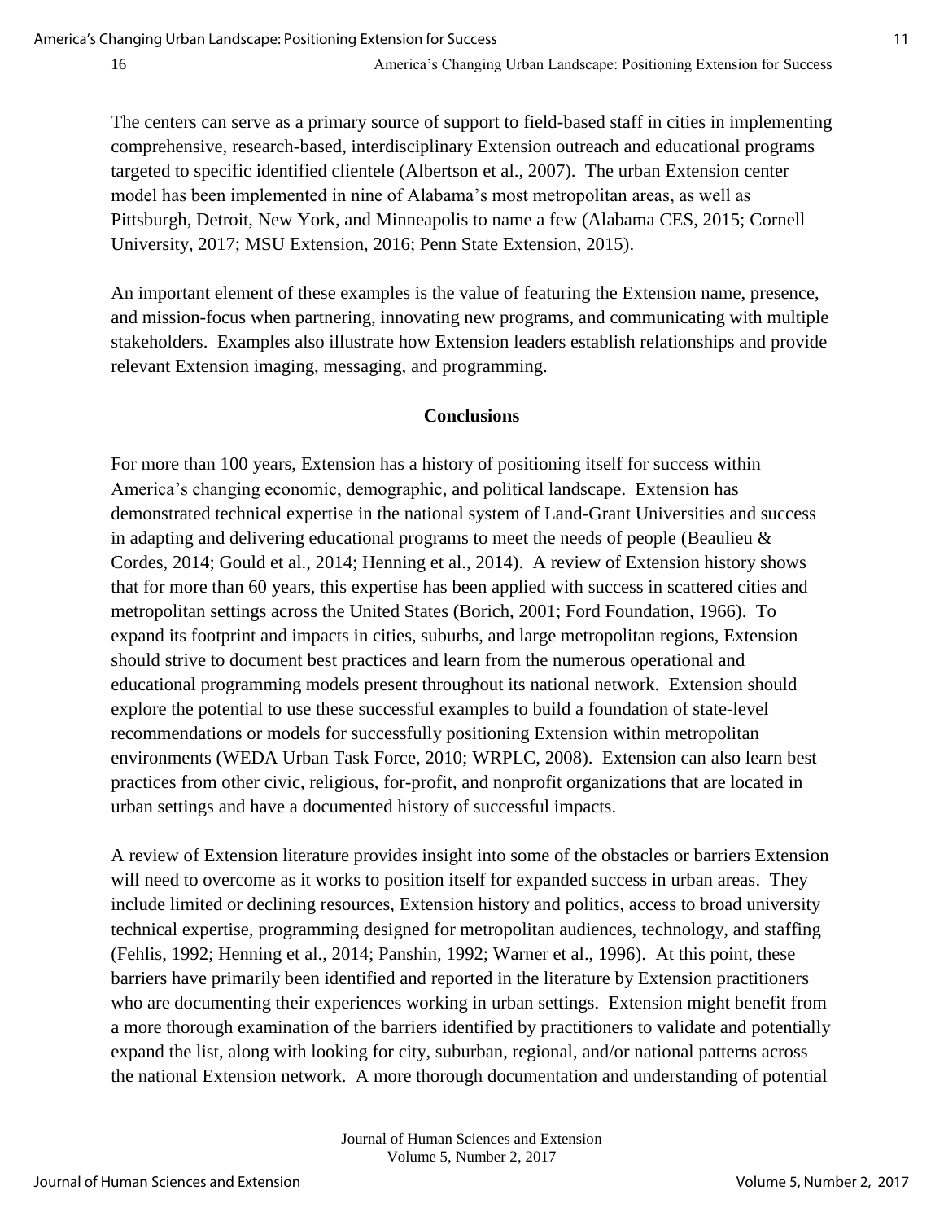The centers can serve as a primary source of support to field-based staff in cities in implementing comprehensive, research-based, interdisciplinary Extension outreach and educational programs targeted to specific identified clientele (Albertson et al., 2007). The urban Extension center model has been implemented in nine of Alabama's most metropolitan areas, as well as Pittsburgh, Detroit, New York, and Minneapolis to name a few (Alabama CES, 2015; Cornell University, 2017; MSU Extension, 2016; Penn State Extension, 2015).

An important element of these examples is the value of featuring the Extension name, presence, and mission-focus when partnering, innovating new programs, and communicating with multiple stakeholders. Examples also illustrate how Extension leaders establish relationships and provide relevant Extension imaging, messaging, and programming.

## Conclusions

For more than 100 years, Extension has a history of positioning itself for success within America's changing economic, demographic, and political landscape. Extension has demonstrated technical expertise in the national system of Land-Grant Universities and success in adapting and delivering educational programs to meet the needs of people (Beaulieu & Cordes, 2014; Gould et al., 2014; Henning et al., 2014). A review of Extension history shows that for more than 60 years, this expertise has been applied with success in scattered cities and metropolitan settings across the United States (Borich, 2001; Ford Foundation, 1966). To expand its footprint and impacts in cities, suburbs, and large metropolitan regions, Extension should strive to document best practices and learn from the numerous operational and educational programming models present throughout its national network. Extension should explore the potential to use these successful examples to build a foundation of state-level recommendations or models for successfully positioning Extension within metropolitan environments (WEDA Urban Task Force, 2010; WRPLC, 2008). Extension can also learn best practices from other civic, religious, for-profit, and nonprofit organizations that are located in urban settings and have a documented history of successful impacts.

A review of Extension literature provides insight into some of the obstacles or barriers Extension will need to overcome as it works to position itself for expanded success in urban areas. They include limited or declining resources, Extension history and politics, access to broad university technical expertise, programming designed for metropolitan audiences, technology, and staffing (Fehlis, 1992; Henning et al., 2014; Panshin, 1992; Warner et al., 1996). At this point, these barriers have primarily been identified and reported in the literature by Extension practitioners who are documenting their experiences working in urban settings. Extension might benefit from a more thorough examination of the barriers identified by practitioners to validate and potentially expand the list, along with looking for city, suburban, regional, and/or national patterns across the national Extension network. A more thorough documentation and understanding of potential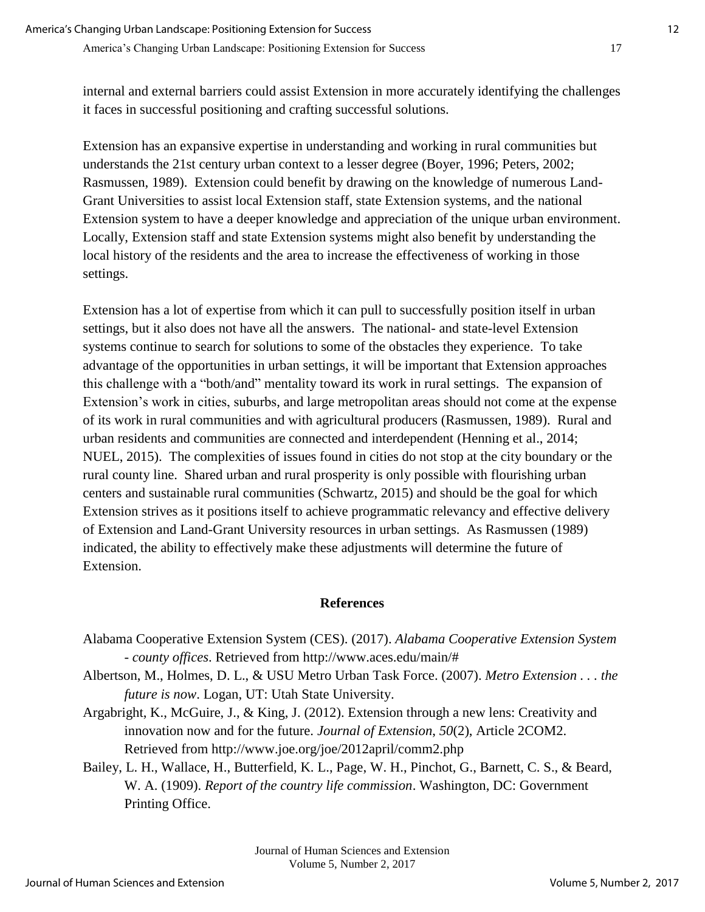internal and external barriers could assist Extension in more accurately identifying the challenges it faces in successful positioning and crafting successful solutions.

Extension has an expansive expertise in understanding and working in rural communities but understands the 21st century urban context to a lesser degree (Boyer, 1996; Peters, 2002; Rasmussen, 1989). Extension could benefit by drawing on the knowledge of numerous Land-Grant Universities to assist local Extension staff, state Extension systems, and the national Extension system to have a deeper knowledge and appreciation of the unique urban environment. Locally, Extension staff and state Extension systems might also benefit by understanding the local history of the residents and the area to increase the effectiveness of working in those settings.

Extension has a lot of expertise from which it can pull to successfully position itself in urban settings, but it also does not have all the answers. The national- and state-level Extension systems continue to search for solutions to some of the obstacles they experience. To take advantage of the opportunities in urban settings, it will be important that Extension approaches this challenge with a "both/and" mentality toward its work in rural settings. The expansion of Extension's work in cities, suburbs, and large metropolitan areas should not come at the expense of its work in rural communities and with agricultural producers (Rasmussen, 1989). Rural and urban residents and communities are connected and interdependent (Henning et al., 2014; NUEL, 2015). The complexities of issues found in cities do not stop at the city boundary or the rural county line. Shared urban and rural prosperity is only possible with flourishing urban centers and sustainable rural communities (Schwartz, 2015) and should be the goal for which Extension strives as it positions itself to achieve programmatic relevancy and effective delivery of Extension and Land-Grant University resources in urban settings. As Rasmussen (1989) indicated, the ability to effectively make these adjustments will determine the future of Extension.

## References

Alabama Cooperative Extension System (CES). (2017). *Alabama Cooperative Extension System - county offices*. Retrieved from http://www.aces.edu/main/#

Albertson, M., Holmes, D. L., & USU Metro Urban Task Force. (2007). *Metro Extension . . . the future is now*. Logan, UT: Utah State University.

Argabright, K., McGuire, J., & King, J. (2012). Extension through a new lens: Creativity and innovation now and for the future. *Journal of Extension*, *50*(2), Article 2COM2. Retrieved from http://www.joe.org/joe/2012april/comm2.php

Bailey, L. H., Wallace, H., Butterfield, K. L., Page, W. H., Pinchot, G., Barnett, C. S., & Beard, W. A. (1909). *Report of the country life commission*. Washington, DC: Government Printing Office.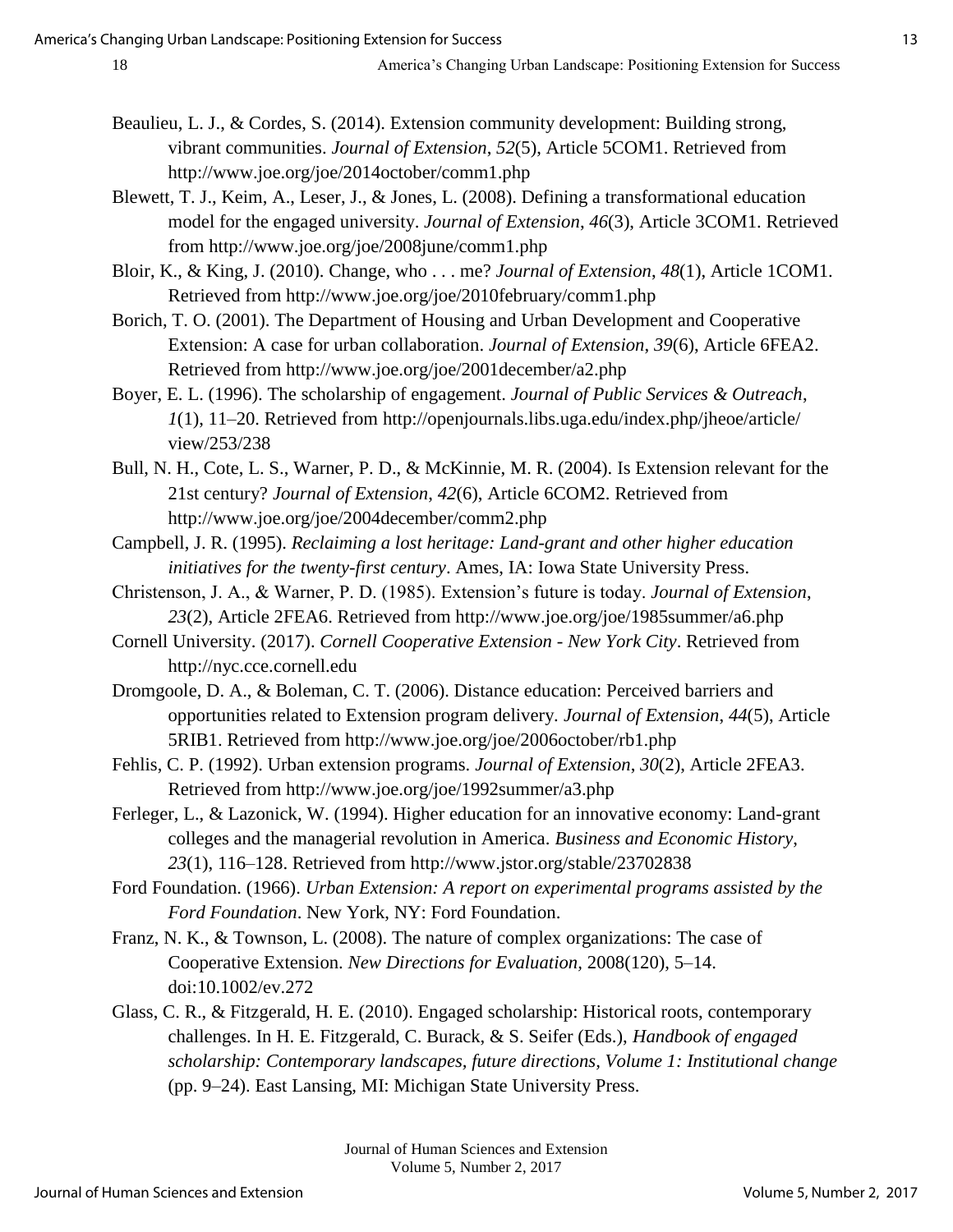Beaulieu, L. J., & Cordes, S. (2014). Extension community development: Building strong, vibrant communities. *Journal of Extension*, *52*(5), Article 5COM1. Retrieved from http://www.joe.org/joe/2014october/comm1.php

Blewett, T. J., Keim, A., Leser, J., & Jones, L. (2008). Defining a transformational education model for the engaged university. *Journal of Extension*, *46*(3), Article 3COM1. Retrieved from http://www.joe.org/joe/2008june/comm1.php

Bloir, K., & King, J. (2010). Change, who . . . me? *Journal of Extension*, *48*(1), Article 1COM1. Retrieved from http://www.joe.org/joe/2010february/comm1.php

Borich, T. O. (2001). The Department of Housing and Urban Development and Cooperative Extension: A case for urban collaboration. *Journal of Extension*, *39*(6), Article 6FEA2. Retrieved from http://www.joe.org/joe/2001december/a2.php

Boyer, E. L. (1996). The scholarship of engagement. *Journal of Public Services & Outreach*, *1*(1), 11–20. Retrieved from http://openjournals.libs.uga.edu/index.php/jheoe/article/view/253/238

Bull, N. H., Cote, L. S., Warner, P. D., & McKinnie, M. R. (2004). Is Extension relevant for the 21st century? *Journal of Extension*, *42*(6), Article 6COM2. Retrieved from http://www.joe.org/joe/2004december/comm2.php

Campbell, J. R. (1995). *Reclaiming a lost heritage: Land-grant and other higher education initiatives for the twenty-first century*. Ames, IA: Iowa State University Press.

Christenson, J. A., & Warner, P. D. (1985). Extension's future is today. *Journal of Extension*, *23*(2), Article 2FEA6. Retrieved from http://www.joe.org/joe/1985summer/a6.php

Cornell University. (2017). *Cornell Cooperative Extension - New York City*. Retrieved from http://nyc.cce.cornell.edu

Dromgoole, D. A., & Boleman, C. T. (2006). Distance education: Perceived barriers and opportunities related to Extension program delivery. *Journal of Extension*, *44*(5), Article 5RIB1. Retrieved from http://www.joe.org/joe/2006october/rb1.php

Fehlis, C. P. (1992). Urban extension programs. *Journal of Extension*, *30*(2), Article 2FEA3. Retrieved from http://www.joe.org/joe/1992summer/a3.php

Ferleger, L., & Lazonick, W. (1994). Higher education for an innovative economy: Land-grant colleges and the managerial revolution in America. *Business and Economic History*, *23*(1), 116–128. Retrieved from http://www.jstor.org/stable/23702838

Ford Foundation. (1966). *Urban Extension: A report on experimental programs assisted by the Ford Foundation*. New York, NY: Ford Foundation.

Franz, N. K., & Townson, L. (2008). The nature of complex organizations: The case of Cooperative Extension. *New Directions for Evaluation*, 2008(120), 5–14. doi:10.1002/ev.272

Glass, C. R., & Fitzgerald, H. E. (2010). Engaged scholarship: Historical roots, contemporary challenges. In H. E. Fitzgerald, C. Burack, & S. Seifer (Eds.), *Handbook of engaged scholarship: Contemporary landscapes, future directions, Volume 1: Institutional change* (pp. 9–24). East Lansing, MI: Michigan State University Press.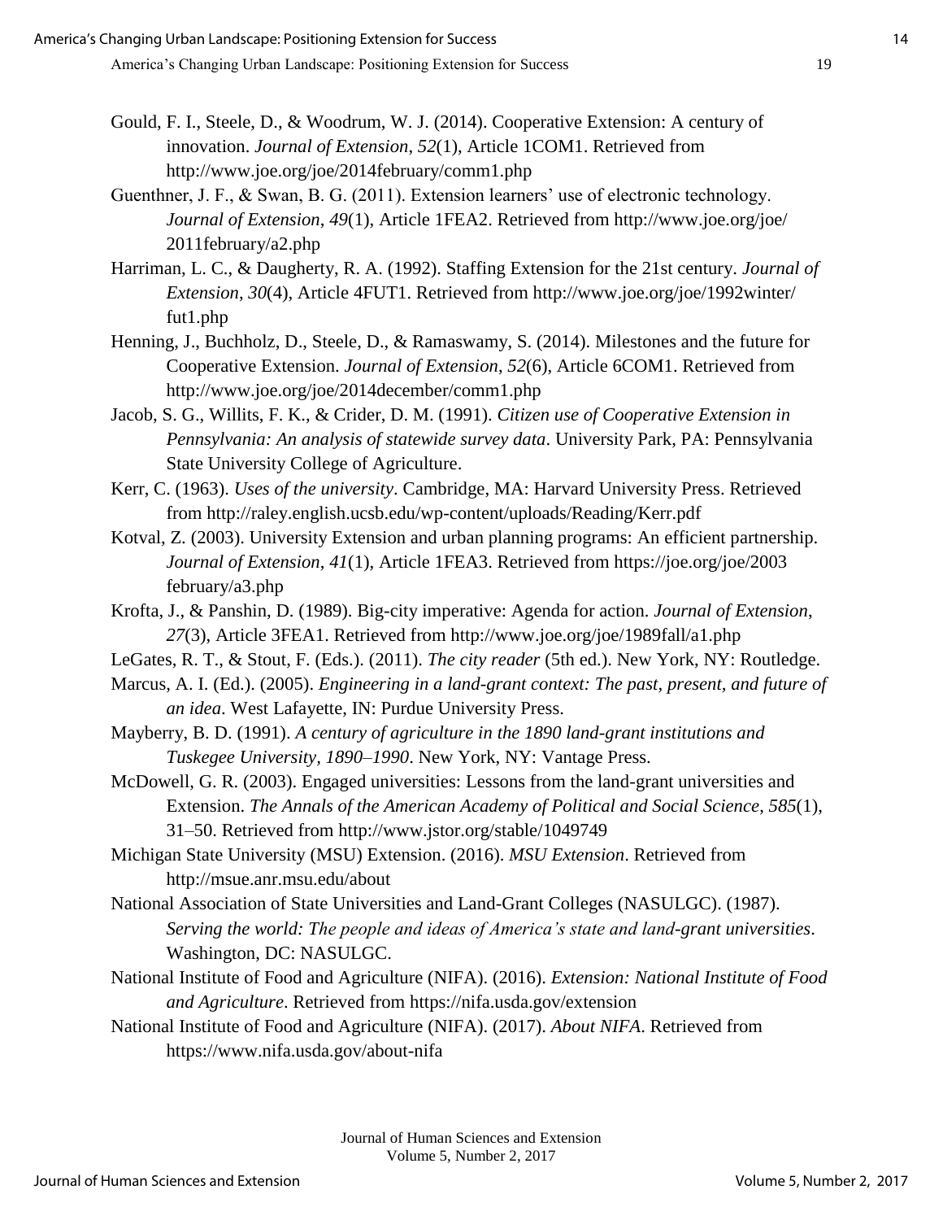Gould, F. I., Steele, D., & Woodrum, W. J. (2014). Cooperative Extension: A century of innovation. *Journal of Extension*, *52*(1), Article 1COM1. Retrieved from http://www.joe.org/joe/2014february/comm1.php

Guenthner, J. F., & Swan, B. G. (2011). Extension learners' use of electronic technology. *Journal of Extension*, *49*(1), Article 1FEA2. Retrieved from http://www.joe.org/joe/2011february/a2.php

Harriman, L. C., & Daugherty, R. A. (1992). Staffing Extension for the 21st century. *Journal of Extension*, *30*(4), Article 4FUT1. Retrieved from http://www.joe.org/joe/1992winter/fut1.php

Henning, J., Buchholz, D., Steele, D., & Ramaswamy, S. (2014). Milestones and the future for Cooperative Extension. *Journal of Extension*, *52*(6), Article 6COM1. Retrieved from http://www.joe.org/joe/2014december/comm1.php

Jacob, S. G., Willits, F. K., & Crider, D. M. (1991). *Citizen use of Cooperative Extension in Pennsylvania: An analysis of statewide survey data*. University Park, PA: Pennsylvania State University College of Agriculture.

Kerr, C. (1963). *Uses of the university*. Cambridge, MA: Harvard University Press. Retrieved from http://raley.english.ucsb.edu/wp-content/uploads/Reading/Kerr.pdf

Kotval, Z. (2003). University Extension and urban planning programs: An efficient partnership. *Journal of Extension*, *41*(1), Article 1FEA3. Retrieved from https://joe.org/joe/2003february/a3.php

Krofta, J., & Panshin, D. (1989). Big-city imperative: Agenda for action. *Journal of Extension*, *27*(3), Article 3FEA1. Retrieved from http://www.joe.org/joe/1989fall/a1.php

LeGates, R. T., & Stout, F. (Eds.). (2011). *The city reader* (5th ed.). New York, NY: Routledge.

Marcus, A. I. (Ed.). (2005). *Engineering in a land-grant context: The past, present, and future of an idea*. West Lafayette, IN: Purdue University Press.

Mayberry, B. D. (1991). *A century of agriculture in the 1890 land-grant institutions and Tuskegee University, 1890–1990*. New York, NY: Vantage Press.

McDowell, G. R. (2003). Engaged universities: Lessons from the land-grant universities and Extension. *The Annals of the American Academy of Political and Social Science*, *585*(1), 31–50. Retrieved from http://www.jstor.org/stable/1049749

Michigan State University (MSU) Extension. (2016). *MSU Extension*. Retrieved from http://msue.anr.msu.edu/about

National Association of State Universities and Land-Grant Colleges (NASULGC). (1987). *Serving the world: The people and ideas of America's state and land-grant universities*. Washington, DC: NASULGC.

National Institute of Food and Agriculture (NIFA). (2016). *Extension: National Institute of Food and Agriculture*. Retrieved from https://nifa.usda.gov/extension

National Institute of Food and Agriculture (NIFA). (2017). *About NIFA*. Retrieved from https://www.nifa.usda.gov/about-nifa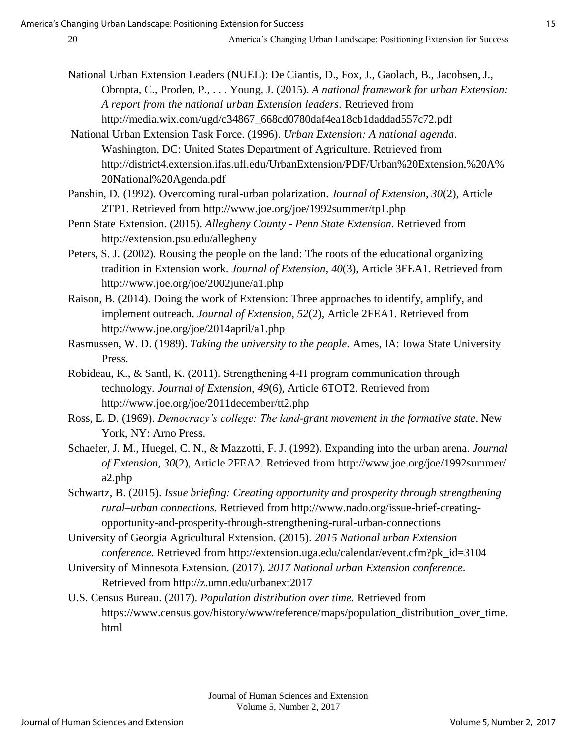National Urban Extension Leaders (NUEL): De Ciantis, D., Fox, J., Gaolach, B., Jacobsen, J., Obropta, C., Proden, P., . . . Young, J. (2015). *A national framework for urban Extension: A report from the national urban Extension leaders*. Retrieved from http://media.wix.com/ugd/c34867_668cd0780daf4ea18cb1daddad557c72.pdf

National Urban Extension Task Force. (1996). *Urban Extension: A national agenda*. Washington, DC: United States Department of Agriculture. Retrieved from http://district4.extension.ifas.ufl.edu/UrbanExtension/PDF/Urban%20Extension,%20A%20National%20Agenda.pdf

Panshin, D. (1992). Overcoming rural-urban polarization. *Journal of Extension*, *30*(2), Article 2TP1. Retrieved from http://www.joe.org/joe/1992summer/tp1.php

Penn State Extension. (2015). *Allegheny County - Penn State Extension*. Retrieved from http://extension.psu.edu/allegheny

Peters, S. J. (2002). Rousing the people on the land: The roots of the educational organizing tradition in Extension work. *Journal of Extension*, *40*(3), Article 3FEA1. Retrieved from http://www.joe.org/joe/2002june/a1.php

Raison, B. (2014). Doing the work of Extension: Three approaches to identify, amplify, and implement outreach. *Journal of Extension*, *52*(2), Article 2FEA1. Retrieved from http://www.joe.org/joe/2014april/a1.php

Rasmussen, W. D. (1989). *Taking the university to the people*. Ames, IA: Iowa State University Press.

Robideau, K., & Santl, K. (2011). Strengthening 4-H program communication through technology. *Journal of Extension*, *49*(6), Article 6TOT2. Retrieved from http://www.joe.org/joe/2011december/tt2.php

Ross, E. D. (1969). *Democracy's college: The land-grant movement in the formative state*. New York, NY: Arno Press.

Schaefer, J. M., Huegel, C. N., & Mazzotti, F. J. (1992). Expanding into the urban arena. *Journal of Extension*, *30*(2), Article 2FEA2. Retrieved from http://www.joe.org/joe/1992summer/a2.php

Schwartz, B. (2015). *Issue briefing: Creating opportunity and prosperity through strengthening rural–urban connections*. Retrieved from http://www.nado.org/issue-brief-creating-opportunity-and-prosperity-through-strengthening-rural-urban-connections

University of Georgia Agricultural Extension. (2015). *2015 National urban Extension conference*. Retrieved from http://extension.uga.edu/calendar/event.cfm?pk_id=3104

University of Minnesota Extension. (2017). *2017 National urban Extension conference*. Retrieved from http://z.umn.edu/urbanext2017

U.S. Census Bureau. (2017). *Population distribution over time.* Retrieved from https://www.census.gov/history/www/reference/maps/population_distribution_over_time.html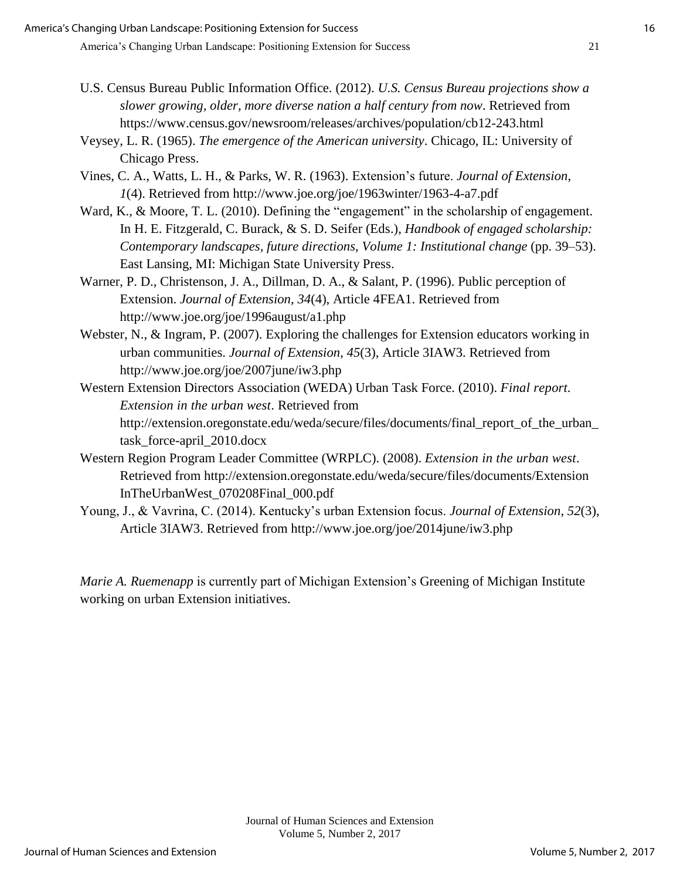U.S. Census Bureau Public Information Office. (2012). *U.S. Census Bureau projections show a slower growing, older, more diverse nation a half century from now*. Retrieved from https://www.census.gov/newsroom/releases/archives/population/cb12-243.html

Veysey, L. R. (1965). *The emergence of the American university*. Chicago, IL: University of Chicago Press.

Vines, C. A., Watts, L. H., & Parks, W. R. (1963). Extension's future. *Journal of Extension*, *1*(4). Retrieved from http://www.joe.org/joe/1963winter/1963-4-a7.pdf

Ward, K., & Moore, T. L. (2010). Defining the "engagement" in the scholarship of engagement. In H. E. Fitzgerald, C. Burack, & S. D. Seifer (Eds.), *Handbook of engaged scholarship: Contemporary landscapes, future directions, Volume 1: Institutional change* (pp. 39–53). East Lansing, MI: Michigan State University Press.

Warner, P. D., Christenson, J. A., Dillman, D. A., & Salant, P. (1996). Public perception of Extension. *Journal of Extension*, *34*(4), Article 4FEA1. Retrieved from http://www.joe.org/joe/1996august/a1.php

Webster, N., & Ingram, P. (2007). Exploring the challenges for Extension educators working in urban communities. *Journal of Extension*, *45*(3), Article 3IAW3. Retrieved from http://www.joe.org/joe/2007june/iw3.php

Western Extension Directors Association (WEDA) Urban Task Force. (2010). *Final report. Extension in the urban west*. Retrieved from http://extension.oregonstate.edu/weda/secure/files/documents/final_report_of_the_urban_task_force-april_2010.docx

Western Region Program Leader Committee (WRPLC). (2008). *Extension in the urban west*. Retrieved from http://extension.oregonstate.edu/weda/secure/files/documents/ExtensionInTheUrbanWest_070208Final_000.pdf

Young, J., & Vavrina, C. (2014). Kentucky's urban Extension focus. *Journal of Extension*, *52*(3), Article 3IAW3. Retrieved from http://www.joe.org/joe/2014june/iw3.php

*Marie A. Ruemenapp* is currently part of Michigan Extension's Greening of Michigan Institute working on urban Extension initiatives.